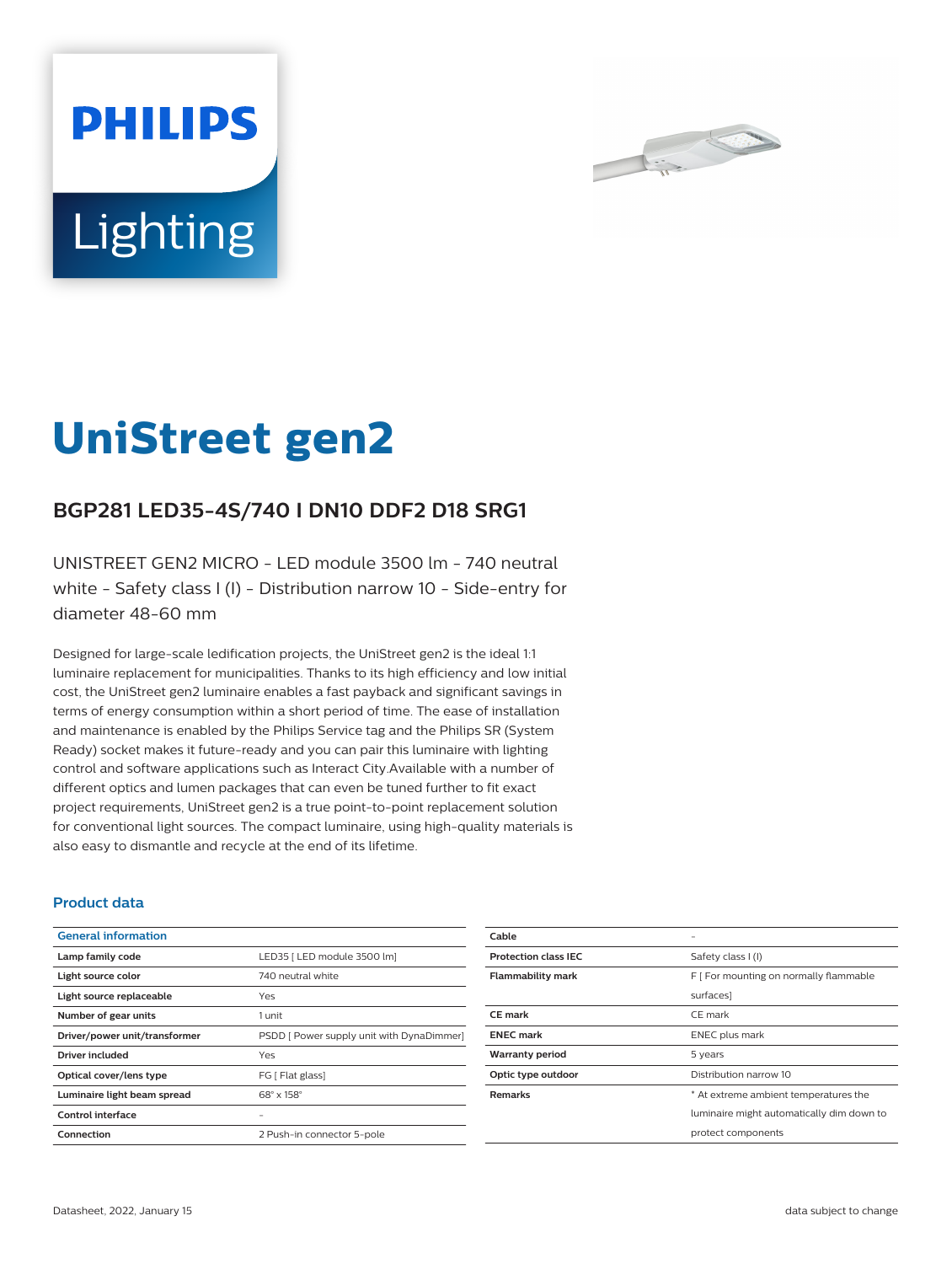PHILIPS

Lighting

# UniStreet gen2

## BGP281 LED35-4S/740 I DN10 DDF2 D18 SRG1

UNISTREET GEN2 MICRO - LED module 3500 lm - 740 neutral white - Safety class I (I) - Distribution narrow 10 - Side-entry for diameter 48-60 mm

Designed for large-scale ledification projects, the UniStreet gen2 is the ideal 1:1 luminaire replacement for municipalities. Thanks to its high efficiency and low initial cost, the UniStreet gen2 luminaire enables a fast payback and significant savings in terms of energy consumption within a short period of time. The ease of installation and maintenance is enabled by the Philips Service tag and the Philips SR (System Ready) socket makes it future-ready and you can pair this luminaire with lighting control and software applications such as Interact City.Available with a number of different optics and lumen packages that can even be tuned further to fit exact project requirements, UniStreet gen2 is a true point-to-point replacement solution for conventional light sources. The compact luminaire, using high-quality materials is also easy to dismantle and recycle at the end of its lifetime.

### Product data

| General information | |
|---|---|
| **Lamp family code** | LED35 [ LED module 3500 lm] |
| **Light source color** | 740 neutral white |
| **Light source replaceable** | Yes |
| **Number of gear units** | 1 unit |
| **Driver/power unit/transformer** | PSDD [ Power supply unit with DynaDimmer] |
| **Driver included** | Yes |
| **Optical cover/lens type** | FG [ Flat glass] |
| **Luminaire light beam spread** | 68° x 158° |
| **Control interface** | - |
| **Connection** | 2 Push-in connector 5-pole |
| **Cable** | - |
| **Protection class IEC** | Safety class I (I) |
| **Flammability mark** | F [ For mounting on normally flammable surfaces] |
| **CE mark** | CE mark |
| **ENEC mark** | ENEC plus mark |
| **Warranty period** | 5 years |
| **Optic type outdoor** | Distribution narrow 10 |
| **Remarks** | * At extreme ambient temperatures the luminaire might automatically dim down to protect components |

Datasheet, 2022, January 15

data subject to change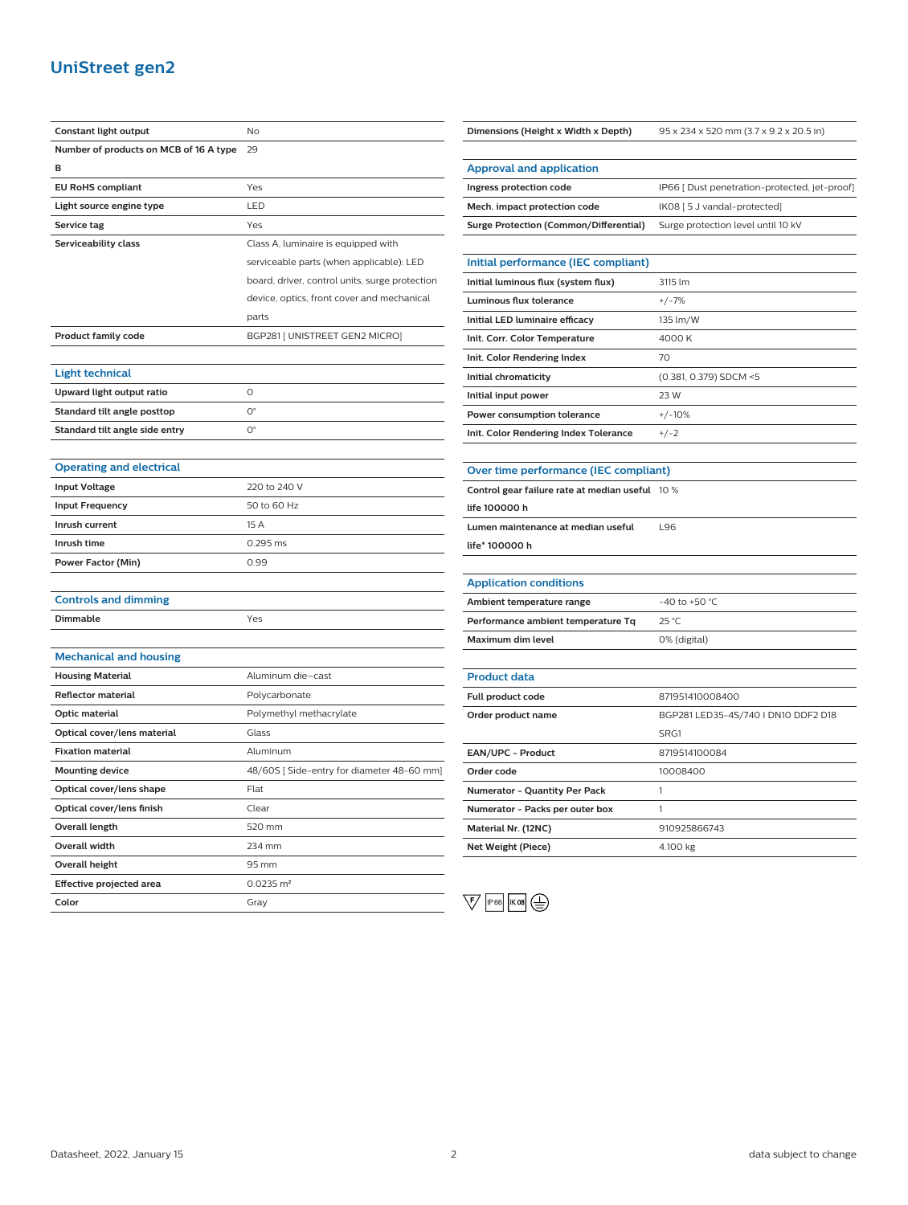# UniStreet gen2

| | |
|---|---|
| **Constant light output** | No |
| **Number of products on MCB of 16 A type B** | 29 |
| **EU RoHS compliant** | Yes |
| **Light source engine type** | LED |
| **Service tag** | Yes |
| **Serviceability class** | Class A, luminaire is equipped with serviceable parts (when applicable): LED board, driver, control units, surge protection device, optics, front cover and mechanical parts |
| **Product family code** | BGP281 [ UNISTREET GEN2 MICRO] |

## Light technical

| | |
|---|---|
| **Upward light output ratio** | 0 |
| **Standard tilt angle posttop** | 0° |
| **Standard tilt angle side entry** | 0° |

## Operating and electrical

| | |
|---|---|
| **Input Voltage** | 220 to 240 V |
| **Input Frequency** | 50 to 60 Hz |
| **Inrush current** | 15 A |
| **Inrush time** | 0.295 ms |
| **Power Factor (Min)** | 0.99 |

## Controls and dimming

| | |
|---|---|
| **Dimmable** | Yes |

## Mechanical and housing

| | |
|---|---|
| **Housing Material** | Aluminum die-cast |
| **Reflector material** | Polycarbonate |
| **Optic material** | Polymethyl methacrylate |
| **Optical cover/lens material** | Glass |
| **Fixation material** | Aluminum |
| **Mounting device** | 48/60S [ Side-entry for diameter 48-60 mm] |
| **Optical cover/lens shape** | Flat |
| **Optical cover/lens finish** | Clear |
| **Overall length** | 520 mm |
| **Overall width** | 234 mm |
| **Overall height** | 95 mm |
| **Effective projected area** | 0.0235 m² |
| **Color** | Gray |

| | |
|---|---|
| **Dimensions (Height x Width x Depth)** | 95 x 234 x 520 mm (3.7 x 9.2 x 20.5 in) |

## Approval and application

| | |
|---|---|
| **Ingress protection code** | IP66 [ Dust penetration-protected, jet-proof] |
| **Mech. impact protection code** | IK08 [ 5 J vandal-protected] |
| **Surge Protection (Common/Differential)** | Surge protection level until 10 kV |

## Initial performance (IEC compliant)

| | |
|---|---|
| **Initial luminous flux (system flux)** | 3115 lm |
| **Luminous flux tolerance** | +/-7% |
| **Initial LED luminaire efficacy** | 135 lm/W |
| **Init. Corr. Color Temperature** | 4000 K |
| **Init. Color Rendering Index** | 70 |
| **Initial chromaticity** | (0.381, 0.379) SDCM <5 |
| **Initial input power** | 23 W |
| **Power consumption tolerance** | +/-10% |
| **Init. Color Rendering Index Tolerance** | +/-2 |

## Over time performance (IEC compliant)

| | |
|---|---|
| **Control gear failure rate at median useful life 100000 h** | 10 % |
| **Lumen maintenance at median useful life* 100000 h** | L96 |

## Application conditions

| | |
|---|---|
| **Ambient temperature range** | -40 to +50 °C |
| **Performance ambient temperature Tq** | 25 °C |
| **Maximum dim level** | 0% (digital) |

## Product data

| | |
|---|---|
| **Full product code** | 871951410008400 |
| **Order product name** | BGP281 LED35-4S/740 I DN10 DDF2 D18 SRG1 |
| **EAN/UPC - Product** | 8719514100084 |
| **Order code** | 10008400 |
| **Numerator - Quantity Per Pack** | 1 |
| **Numerator - Packs per outer box** | 1 |
| **Material Nr. (12NC)** | 910925866743 |
| **Net Weight (Piece)** | 4.100 kg |

F IP66 IK08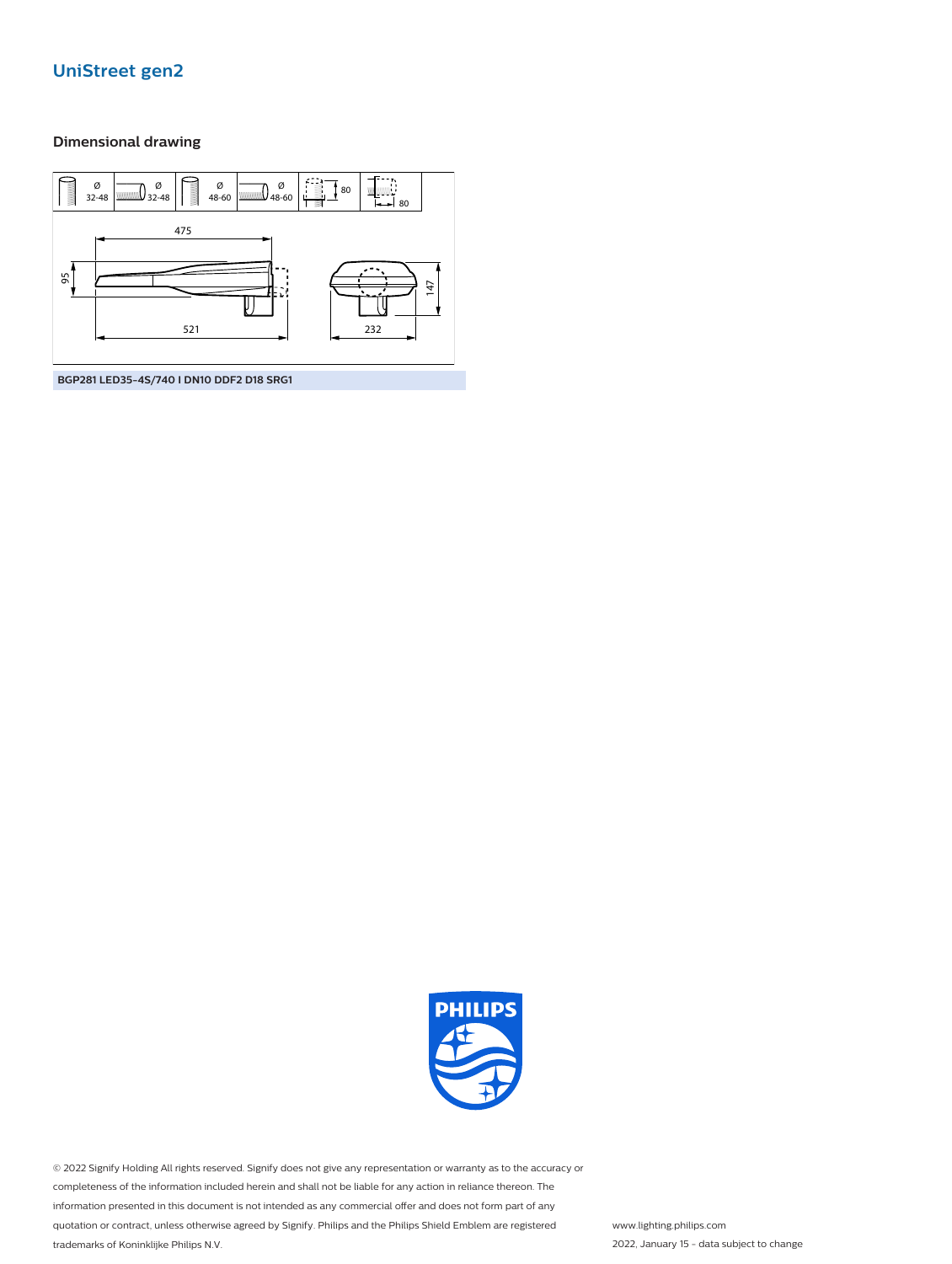## UniStreet gen2

### Dimensional drawing

Ø 32-48
Ø 32-48
Ø 48-60
Ø 48-60
80
80

475
95
147
521
232

**BGP281 LED35-4S/740 I DN10 DDF2 D18 SRG1**

© 2022 Signify Holding All rights reserved. Signify does not give any representation or warranty as to the accuracy or completeness of the information included herein and shall not be liable for any action in reliance thereon. The information presented in this document is not intended as any commercial offer and does not form part of any quotation or contract, unless otherwise agreed by Signify. Philips and the Philips Shield Emblem are registered trademarks of Koninklijke Philips N.V.

www.lighting.philips.com
2022, January 15 - data subject to change